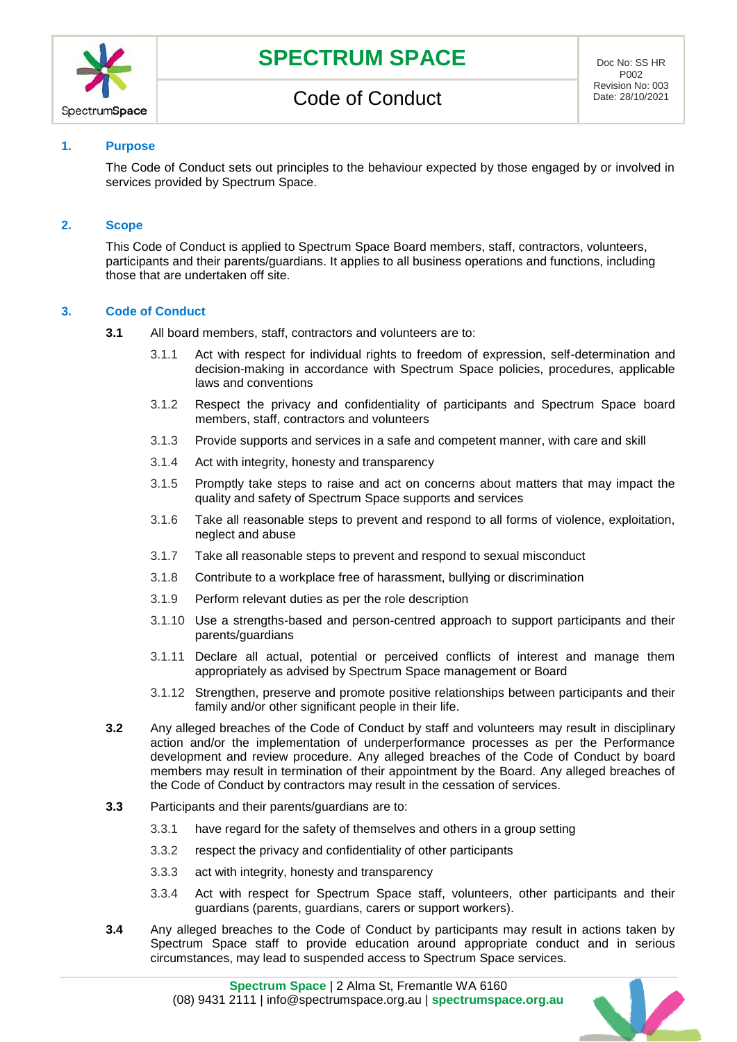| SPECTRUM SPACE | Doc No: SS HR P002 Revision No: 003 Date: 28/10/2021 |
| --- | --- |
| Code of Conduct | |

## 1. Purpose

The Code of Conduct sets out principles to the behaviour expected by those engaged by or involved in services provided by Spectrum Space.

## 2. Scope

This Code of Conduct is applied to Spectrum Space Board members, staff, contractors, volunteers, participants and their parents/guardians. It applies to all business operations and functions, including those that are undertaken off site.

## 3. Code of Conduct

**3.1** All board members, staff, contractors and volunteers are to:

3.1.1 Act with respect for individual rights to freedom of expression, self-determination and decision-making in accordance with Spectrum Space policies, procedures, applicable laws and conventions

3.1.2 Respect the privacy and confidentiality of participants and Spectrum Space board members, staff, contractors and volunteers

3.1.3 Provide supports and services in a safe and competent manner, with care and skill

3.1.4 Act with integrity, honesty and transparency

3.1.5 Promptly take steps to raise and act on concerns about matters that may impact the quality and safety of Spectrum Space supports and services

3.1.6 Take all reasonable steps to prevent and respond to all forms of violence, exploitation, neglect and abuse

3.1.7 Take all reasonable steps to prevent and respond to sexual misconduct

3.1.8 Contribute to a workplace free of harassment, bullying or discrimination

3.1.9 Perform relevant duties as per the role description

3.1.10 Use a strengths-based and person-centred approach to support participants and their parents/guardians

3.1.11 Declare all actual, potential or perceived conflicts of interest and manage them appropriately as advised by Spectrum Space management or Board

3.1.12 Strengthen, preserve and promote positive relationships between participants and their family and/or other significant people in their life.

**3.2** Any alleged breaches of the Code of Conduct by staff and volunteers may result in disciplinary action and/or the implementation of underperformance processes as per the Performance development and review procedure. Any alleged breaches of the Code of Conduct by board members may result in termination of their appointment by the Board. Any alleged breaches of the Code of Conduct by contractors may result in the cessation of services.

**3.3** Participants and their parents/guardians are to:

3.3.1 have regard for the safety of themselves and others in a group setting

3.3.2 respect the privacy and confidentiality of other participants

3.3.3 act with integrity, honesty and transparency

3.3.4 Act with respect for Spectrum Space staff, volunteers, other participants and their guardians (parents, guardians, carers or support workers).

**3.4** Any alleged breaches to the Code of Conduct by participants may result in actions taken by Spectrum Space staff to provide education around appropriate conduct and in serious circumstances, may lead to suspended access to Spectrum Space services.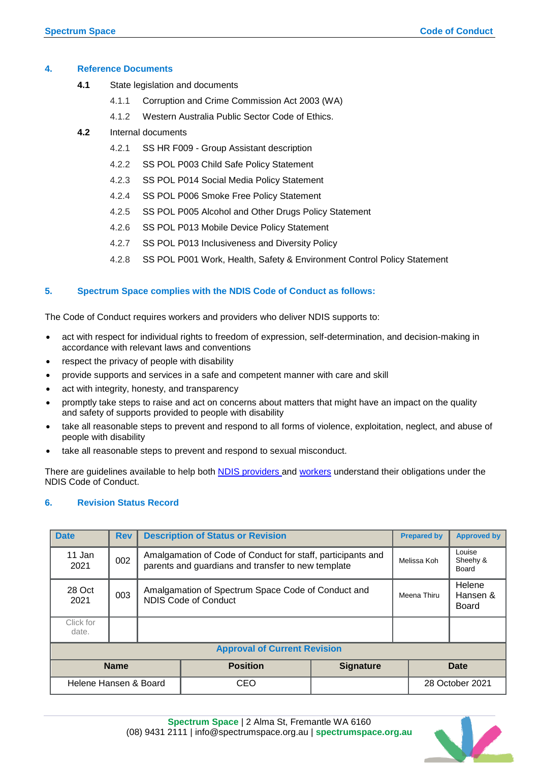## 4. Reference Documents

**4.1** State legislation and documents

4.1.1 Corruption and Crime Commission Act 2003 (WA)

4.1.2 Western Australia Public Sector Code of Ethics.

**4.2** Internal documents

4.2.1 SS HR F009 - Group Assistant description

4.2.2 SS POL P003 Child Safe Policy Statement

4.2.3 SS POL P014 Social Media Policy Statement

4.2.4 SS POL P006 Smoke Free Policy Statement

4.2.5 SS POL P005 Alcohol and Other Drugs Policy Statement

4.2.6 SS POL P013 Mobile Device Policy Statement

4.2.7 SS POL P013 Inclusiveness and Diversity Policy

4.2.8 SS POL P001 Work, Health, Safety & Environment Control Policy Statement

## 5. Spectrum Space complies with the NDIS Code of Conduct as follows:

The Code of Conduct requires workers and providers who deliver NDIS supports to:

- act with respect for individual rights to freedom of expression, self-determination, and decision-making in accordance with relevant laws and conventions
- respect the privacy of people with disability
- provide supports and services in a safe and competent manner with care and skill
- act with integrity, honesty, and transparency
- promptly take steps to raise and act on concerns about matters that might have an impact on the quality and safety of supports provided to people with disability
- take all reasonable steps to prevent and respond to all forms of violence, exploitation, neglect, and abuse of people with disability
- take all reasonable steps to prevent and respond to sexual misconduct.

There are guidelines available to help both NDIS providers and workers understand their obligations under the NDIS Code of Conduct.

## 6. Revision Status Record

| Date | Rev | Description of Status or Revision | Prepared by | Approved by |
|---|---|---|---|---|
| 11 Jan 2021 | 002 | Amalgamation of Code of Conduct for staff, participants and parents and guardians and transfer to new template | Melissa Koh | Louise Sheehy & Board |
| 28 Oct 2021 | 003 | Amalgamation of Spectrum Space Code of Conduct and NDIS Code of Conduct | Meena Thiru | Helene Hansen & Board |
| Click for date. | | | | |

**Approval of Current Revision**

| Name | Position | Signature | Date |
|---|---|---|---|
| Helene Hansen & Board | CEO | | 28 October 2021 |

**Spectrum Space** | 2 Alma St, Fremantle WA 6160
(08) 9431 2111 | info@spectrumspace.org.au | **spectrumspace.org.au**